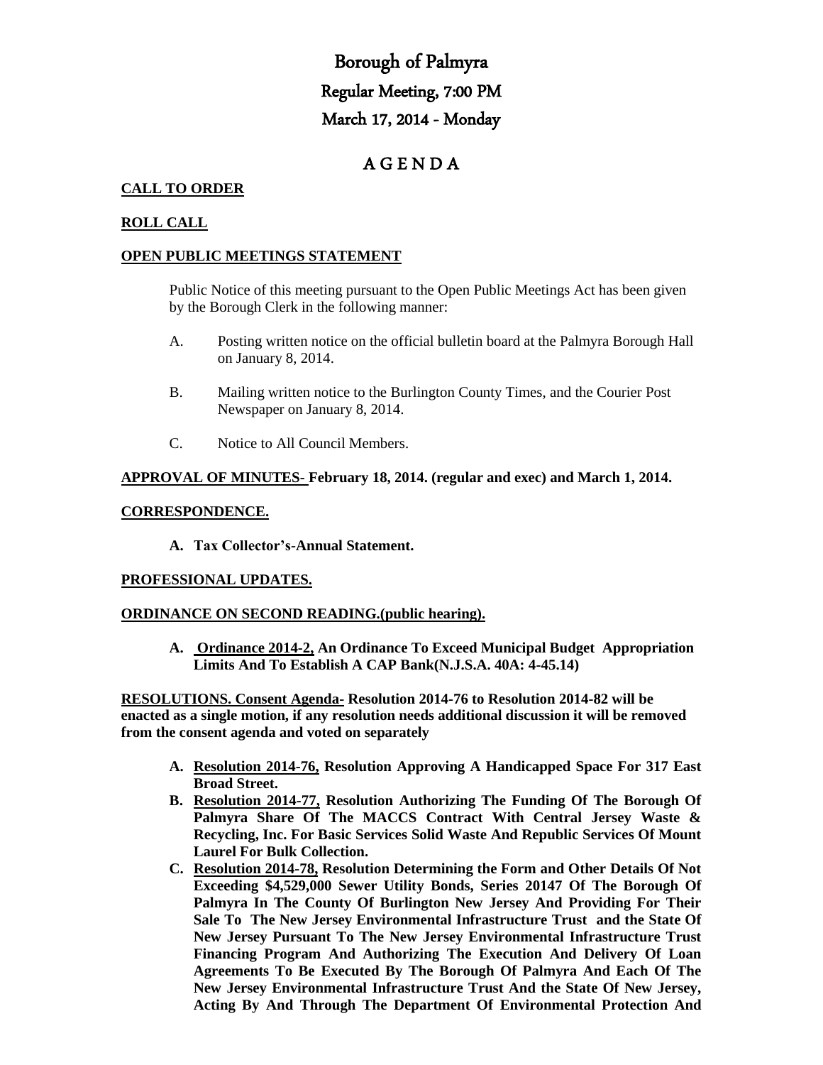# Borough of Palmyra

## Regular Meeting, 7:00 PM

## March 17, 2014 - Monday

## A G E N D A

**CALL TO ORDER**

**ROLL CALL**

**OPEN PUBLIC MEETINGS STATEMENT**

Public Notice of this meeting pursuant to the Open Public Meetings Act has been given by the Borough Clerk in the following manner:

A. Posting written notice on the official bulletin board at the Palmyra Borough Hall on January 8, 2014.

B. Mailing written notice to the Burlington County Times, and the Courier Post Newspaper on January 8, 2014.

C. Notice to All Council Members.

**APPROVAL OF MINUTES- February 18, 2014. (regular and exec) and March 1, 2014.**

**CORRESPONDENCE.**

**A. Tax Collector's-Annual Statement.**

**PROFESSIONAL UPDATES.**

**ORDINANCE ON SECOND READING.(public hearing).**

**A. Ordinance 2014-2, An Ordinance To Exceed Municipal Budget Appropriation Limits And To Establish A CAP Bank(N.J.S.A. 40A: 4-45.14)**

**RESOLUTIONS. Consent Agenda- Resolution 2014-76 to Resolution 2014-82 will be enacted as a single motion, if any resolution needs additional discussion it will be removed from the consent agenda and voted on separately**

**A. Resolution 2014-76, Resolution Approving A Handicapped Space For 317 East Broad Street.**

**B. Resolution 2014-77, Resolution Authorizing The Funding Of The Borough Of Palmyra Share Of The MACCS Contract With Central Jersey Waste & Recycling, Inc. For Basic Services Solid Waste And Republic Services Of Mount Laurel For Bulk Collection.**

**C. Resolution 2014-78, Resolution Determining the Form and Other Details Of Not Exceeding $4,529,000 Sewer Utility Bonds, Series 20147 Of The Borough Of Palmyra In The County Of Burlington New Jersey And Providing For Their Sale To The New Jersey Environmental Infrastructure Trust and the State Of New Jersey Pursuant To The New Jersey Environmental Infrastructure Trust Financing Program And Authorizing The Execution And Delivery Of Loan Agreements To Be Executed By The Borough Of Palmyra And Each Of The New Jersey Environmental Infrastructure Trust And the State Of New Jersey, Acting By And Through The Department Of Environmental Protection And**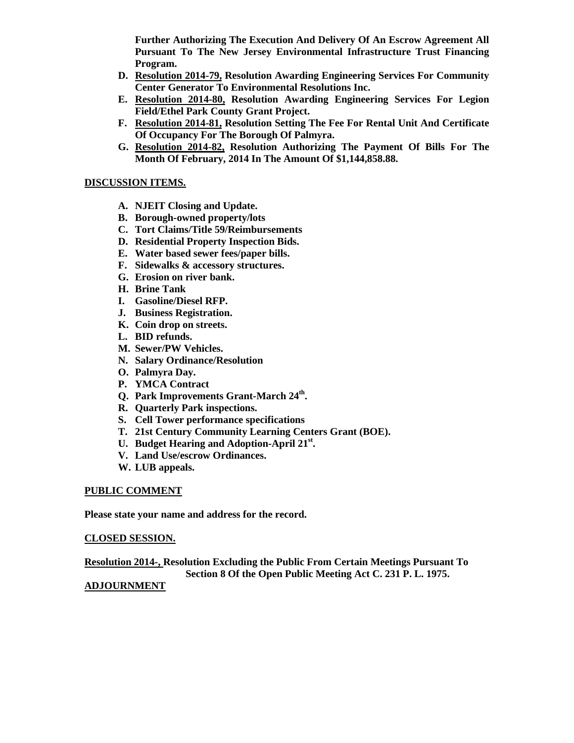**Further Authorizing The Execution And Delivery Of An Escrow Agreement All Pursuant To The New Jersey Environmental Infrastructure Trust Financing Program.**

D. **Resolution 2014-79, Resolution Awarding Engineering Services For Community Center Generator To Environmental Resolutions Inc.**
E. **Resolution 2014-80, Resolution Awarding Engineering Services For Legion Field/Ethel Park County Grant Project.**
F. **Resolution 2014-81, Resolution Setting The Fee For Rental Unit And Certificate Of Occupancy For The Borough Of Palmyra.**
G. **Resolution 2014-82, Resolution Authorizing The Payment Of Bills For The Month Of February, 2014 In The Amount Of $1,144,858.88.**

**DISCUSSION ITEMS.**

A. **NJEIT Closing and Update.**
B. **Borough-owned property/lots**
C. **Tort Claims/Title 59/Reimbursements**
D. **Residential Property Inspection Bids.**
E. **Water based sewer fees/paper bills.**
F. **Sidewalks & accessory structures.**
G. **Erosion on river bank.**
H. **Brine Tank**
I. **Gasoline/Diesel RFP.**
J. **Business Registration.**
K. **Coin drop on streets.**
L. **BID refunds.**
M. **Sewer/PW Vehicles.**
N. **Salary Ordinance/Resolution**
O. **Palmyra Day.**
P. **YMCA Contract**
Q. **Park Improvements Grant-March 24th.**
R. **Quarterly Park inspections.**
S. **Cell Tower performance specifications**
T. **21st Century Community Learning Centers Grant (BOE).**
U. **Budget Hearing and Adoption-April 21st.**
V. **Land Use/escrow Ordinances.**
W. **LUB appeals.**

**PUBLIC COMMENT**

**Please state your name and address for the record.**

**CLOSED SESSION.**

**Resolution 2014-, Resolution Excluding the Public From Certain Meetings Pursuant To Section 8 Of the Open Public Meeting Act C. 231 P. L. 1975.**

**ADJOURNMENT**